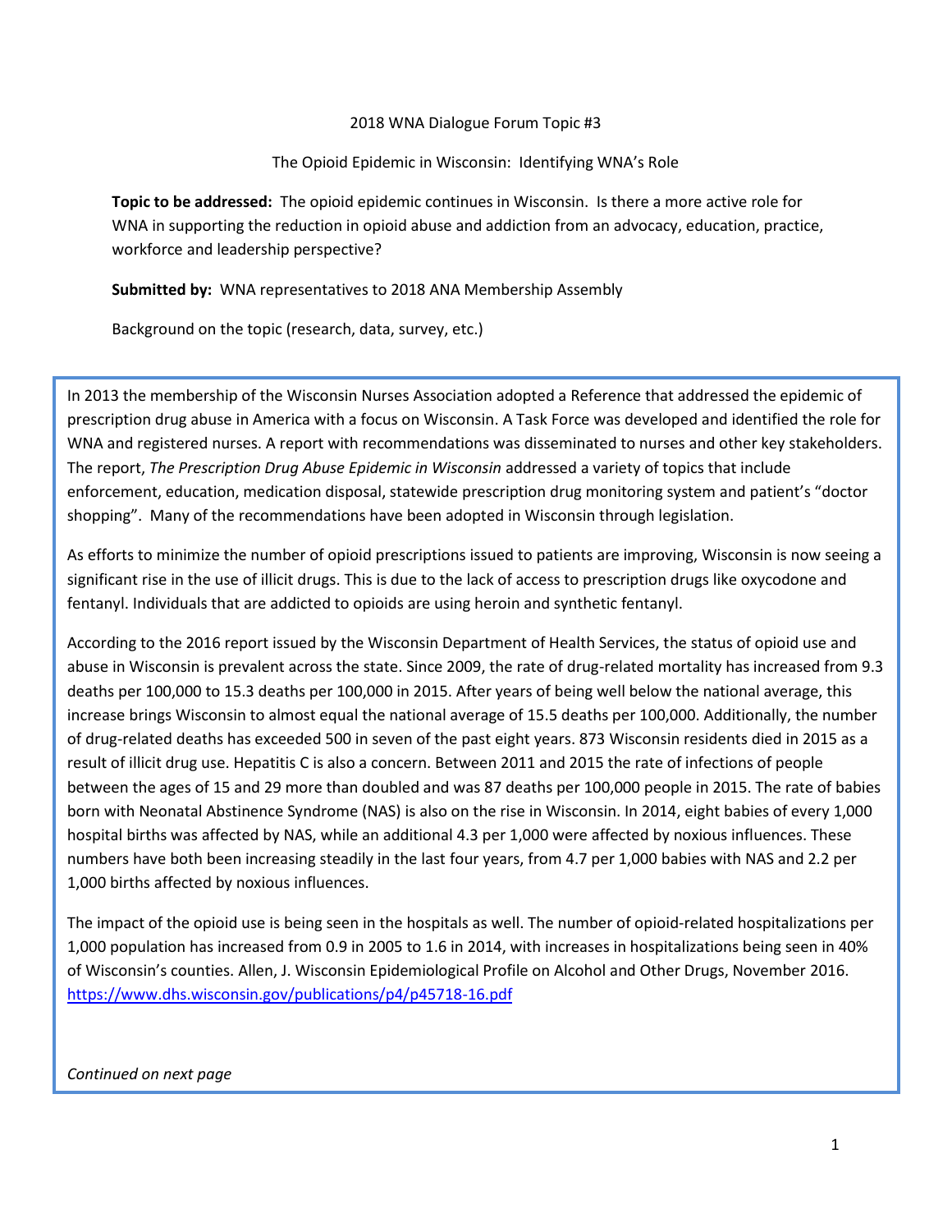2018 WNA Dialogue Forum Topic #3

The Opioid Epidemic in Wisconsin: Identifying WNA's Role

**Topic to be addressed:** The opioid epidemic continues in Wisconsin. Is there a more active role for WNA in supporting the reduction in opioid abuse and addiction from an advocacy, education, practice, workforce and leadership perspective?

**Submitted by:** WNA representatives to 2018 ANA Membership Assembly

Background on the topic (research, data, survey, etc.)

In 2013 the membership of the Wisconsin Nurses Association adopted a Reference that addressed the epidemic of prescription drug abuse in America with a focus on Wisconsin. A Task Force was developed and identified the role for WNA and registered nurses. A report with recommendations was disseminated to nurses and other key stakeholders. The report, *The Prescription Drug Abuse Epidemic in Wisconsin* addressed a variety of topics that include enforcement, education, medication disposal, statewide prescription drug monitoring system and patient's "doctor shopping". Many of the recommendations have been adopted in Wisconsin through legislation.

As efforts to minimize the number of opioid prescriptions issued to patients are improving, Wisconsin is now seeing a significant rise in the use of illicit drugs. This is due to the lack of access to prescription drugs like oxycodone and fentanyl. Individuals that are addicted to opioids are using heroin and synthetic fentanyl.

According to the 2016 report issued by the Wisconsin Department of Health Services, the status of opioid use and abuse in Wisconsin is prevalent across the state. Since 2009, the rate of drug-related mortality has increased from 9.3 deaths per 100,000 to 15.3 deaths per 100,000 in 2015. After years of being well below the national average, this increase brings Wisconsin to almost equal the national average of 15.5 deaths per 100,000. Additionally, the number of drug-related deaths has exceeded 500 in seven of the past eight years. 873 Wisconsin residents died in 2015 as a result of illicit drug use. Hepatitis C is also a concern. Between 2011 and 2015 the rate of infections of people between the ages of 15 and 29 more than doubled and was 87 deaths per 100,000 people in 2015. The rate of babies born with Neonatal Abstinence Syndrome (NAS) is also on the rise in Wisconsin. In 2014, eight babies of every 1,000 hospital births was affected by NAS, while an additional 4.3 per 1,000 were affected by noxious influences. These numbers have both been increasing steadily in the last four years, from 4.7 per 1,000 babies with NAS and 2.2 per 1,000 births affected by noxious influences.

The impact of the opioid use is being seen in the hospitals as well. The number of opioid-related hospitalizations per 1,000 population has increased from 0.9 in 2005 to 1.6 in 2014, with increases in hospitalizations being seen in 40% of Wisconsin's counties. Allen, J. Wisconsin Epidemiological Profile on Alcohol and Other Drugs, November 2016. https://www.dhs.wisconsin.gov/publications/p4/p45718-16.pdf

*Continued on next page*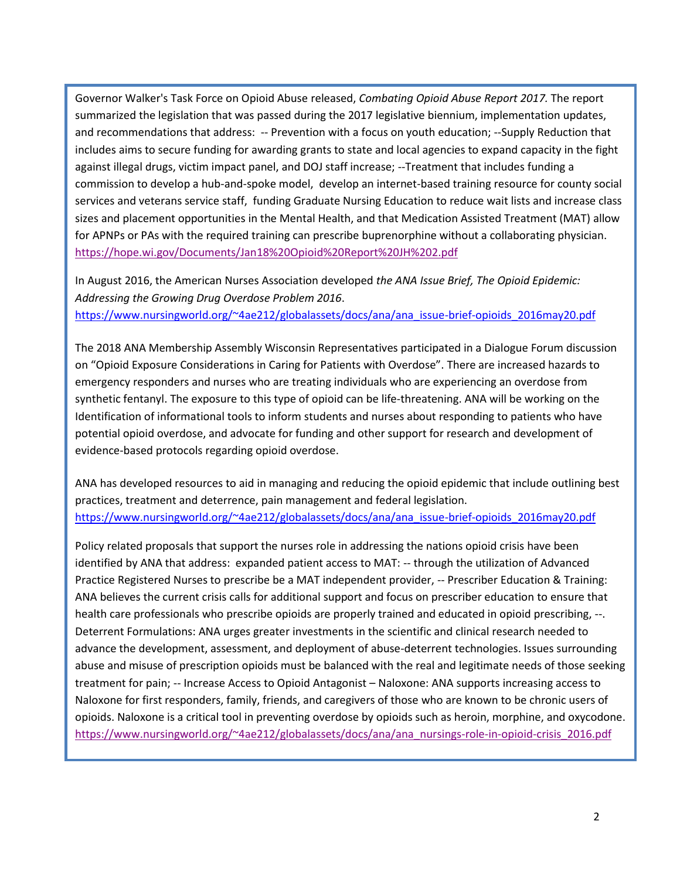Governor Walker's Task Force on Opioid Abuse released, *Combating Opioid Abuse Report 2017.* The report summarized the legislation that was passed during the 2017 legislative biennium, implementation updates, and recommendations that address: -- Prevention with a focus on youth education; --Supply Reduction that includes aims to secure funding for awarding grants to state and local agencies to expand capacity in the fight against illegal drugs, victim impact panel, and DOJ staff increase; --Treatment that includes funding a commission to develop a hub-and-spoke model, develop an internet-based training resource for county social services and veterans service staff, funding Graduate Nursing Education to reduce wait lists and increase class sizes and placement opportunities in the Mental Health, and that Medication Assisted Treatment (MAT) allow for APNPs or PAs with the required training can prescribe buprenorphine without a collaborating physician. https://hope.wi.gov/Documents/Jan18%20Opioid%20Report%20JH%202.pdf

In August 2016, the American Nurses Association developed *the ANA Issue Brief, The Opioid Epidemic: Addressing the Growing Drug Overdose Problem 2016*.
https://www.nursingworld.org/~4ae212/globalassets/docs/ana/ana_issue-brief-opioids_2016may20.pdf

The 2018 ANA Membership Assembly Wisconsin Representatives participated in a Dialogue Forum discussion on "Opioid Exposure Considerations in Caring for Patients with Overdose". There are increased hazards to emergency responders and nurses who are treating individuals who are experiencing an overdose from synthetic fentanyl. The exposure to this type of opioid can be life-threatening. ANA will be working on the Identification of informational tools to inform students and nurses about responding to patients who have potential opioid overdose, and advocate for funding and other support for research and development of evidence-based protocols regarding opioid overdose.

ANA has developed resources to aid in managing and reducing the opioid epidemic that include outlining best practices, treatment and deterrence, pain management and federal legislation.
https://www.nursingworld.org/~4ae212/globalassets/docs/ana/ana_issue-brief-opioids_2016may20.pdf

Policy related proposals that support the nurses role in addressing the nations opioid crisis have been identified by ANA that address: expanded patient access to MAT: -- through the utilization of Advanced Practice Registered Nurses to prescribe be a MAT independent provider, -- Prescriber Education & Training: ANA believes the current crisis calls for additional support and focus on prescriber education to ensure that health care professionals who prescribe opioids are properly trained and educated in opioid prescribing, --. Deterrent Formulations: ANA urges greater investments in the scientific and clinical research needed to advance the development, assessment, and deployment of abuse-deterrent technologies. Issues surrounding abuse and misuse of prescription opioids must be balanced with the real and legitimate needs of those seeking treatment for pain; -- Increase Access to Opioid Antagonist – Naloxone: ANA supports increasing access to Naloxone for first responders, family, friends, and caregivers of those who are known to be chronic users of opioids. Naloxone is a critical tool in preventing overdose by opioids such as heroin, morphine, and oxycodone. https://www.nursingworld.org/~4ae212/globalassets/docs/ana/ana_nursings-role-in-opioid-crisis_2016.pdf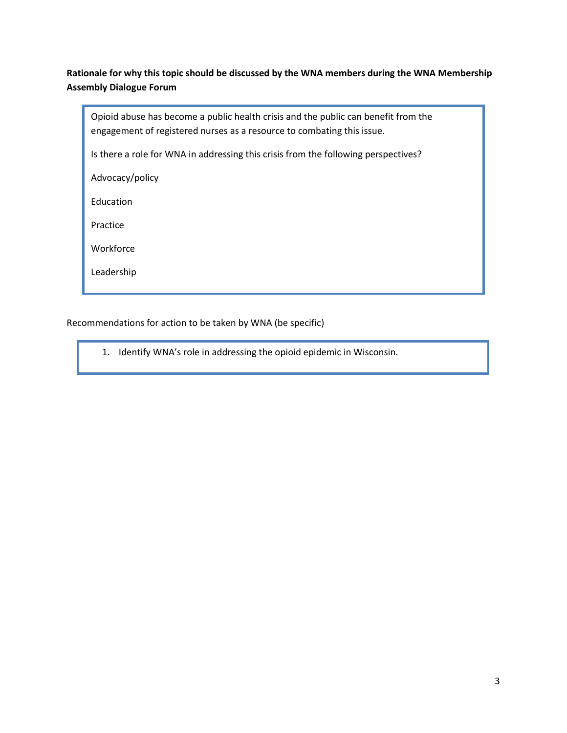**Rationale for why this topic should be discussed by the WNA members during the WNA Membership Assembly Dialogue Forum**

Opioid abuse has become a public health crisis and the public can benefit from the engagement of registered nurses as a resource to combating this issue.

Is there a role for WNA in addressing this crisis from the following perspectives?

Advocacy/policy

Education

Practice

Workforce

Leadership

Recommendations for action to be taken by WNA (be specific)

1. Identify WNA's role in addressing the opioid epidemic in Wisconsin.